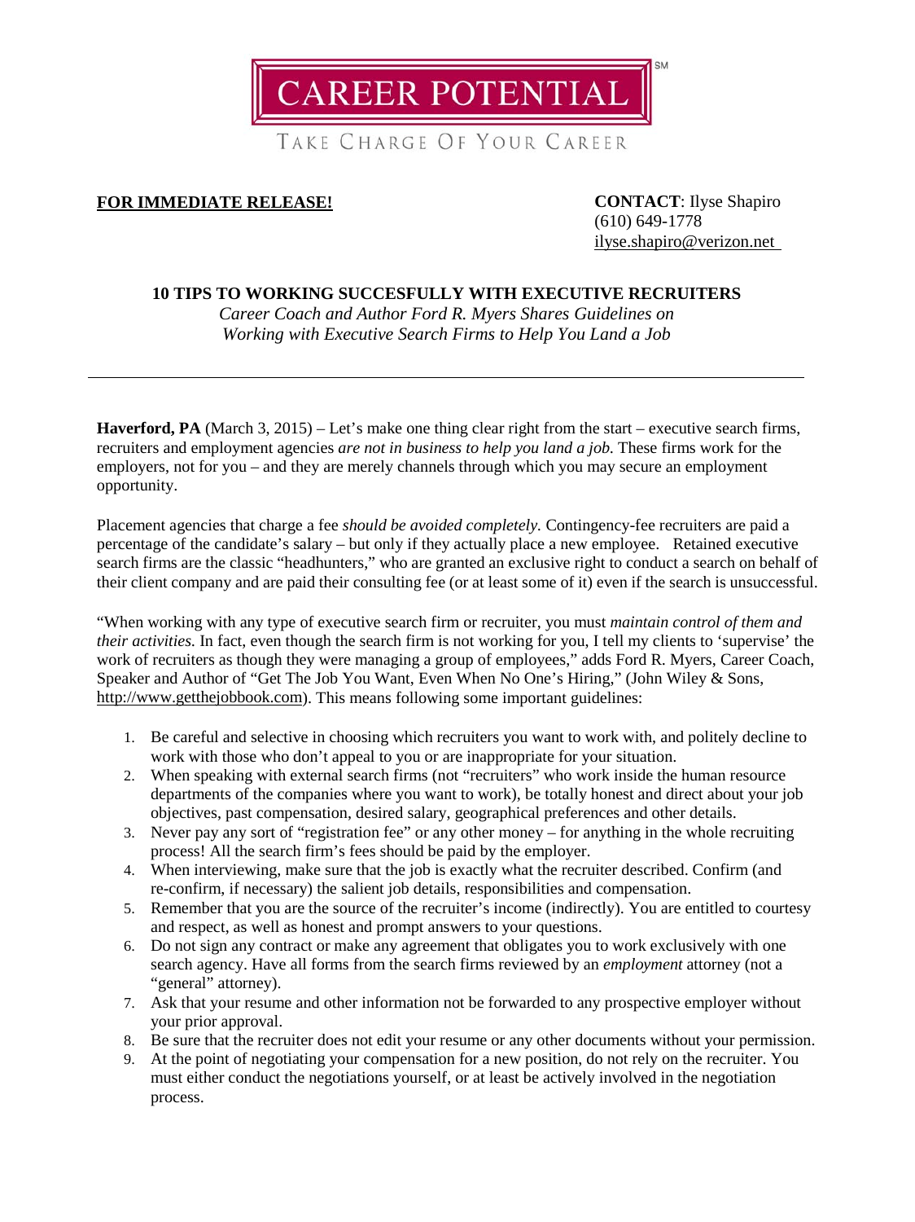# CAREER POTENTIAL[SM]

TAKE CHARGE OF YOUR CAREER

**FOR IMMEDIATE RELEASE!**

**CONTACT**: Ilyse Shapiro
(610) 649-1778
ilyse.shapiro@verizon.net

## 10 TIPS TO WORKING SUCCESFULLY WITH EXECUTIVE RECRUITERS

*Career Coach and Author Ford R. Myers Shares Guidelines on Working with Executive Search Firms to Help You Land a Job*

---

**Haverford, PA** (March 3, 2015) – Let's make one thing clear right from the start – executive search firms, recruiters and employment agencies *are not in business to help you land a job.* These firms work for the employers, not for you – and they are merely channels through which you may secure an employment opportunity.

Placement agencies that charge a fee *should be avoided completely.* Contingency-fee recruiters are paid a percentage of the candidate's salary – but only if they actually place a new employee. Retained executive search firms are the classic "headhunters," who are granted an exclusive right to conduct a search on behalf of their client company and are paid their consulting fee (or at least some of it) even if the search is unsuccessful.

"When working with any type of executive search firm or recruiter, you must *maintain control of them and their activities.* In fact, even though the search firm is not working for you, I tell my clients to 'supervise' the work of recruiters as though they were managing a group of employees," adds Ford R. Myers, Career Coach, Speaker and Author of "Get The Job You Want, Even When No One's Hiring," (John Wiley & Sons, http://www.getthejobbook.com). This means following some important guidelines:

1. Be careful and selective in choosing which recruiters you want to work with, and politely decline to work with those who don't appeal to you or are inappropriate for your situation.
2. When speaking with external search firms (not "recruiters" who work inside the human resource departments of the companies where you want to work), be totally honest and direct about your job objectives, past compensation, desired salary, geographical preferences and other details.
3. Never pay any sort of "registration fee" or any other money – for anything in the whole recruiting process! All the search firm's fees should be paid by the employer.
4. When interviewing, make sure that the job is exactly what the recruiter described. Confirm (and re-confirm, if necessary) the salient job details, responsibilities and compensation.
5. Remember that you are the source of the recruiter's income (indirectly). You are entitled to courtesy and respect, as well as honest and prompt answers to your questions.
6. Do not sign any contract or make any agreement that obligates you to work exclusively with one search agency. Have all forms from the search firms reviewed by an *employment* attorney (not a "general" attorney).
7. Ask that your resume and other information not be forwarded to any prospective employer without your prior approval.
8. Be sure that the recruiter does not edit your resume or any other documents without your permission.
9. At the point of negotiating your compensation for a new position, do not rely on the recruiter. You must either conduct the negotiations yourself, or at least be actively involved in the negotiation process.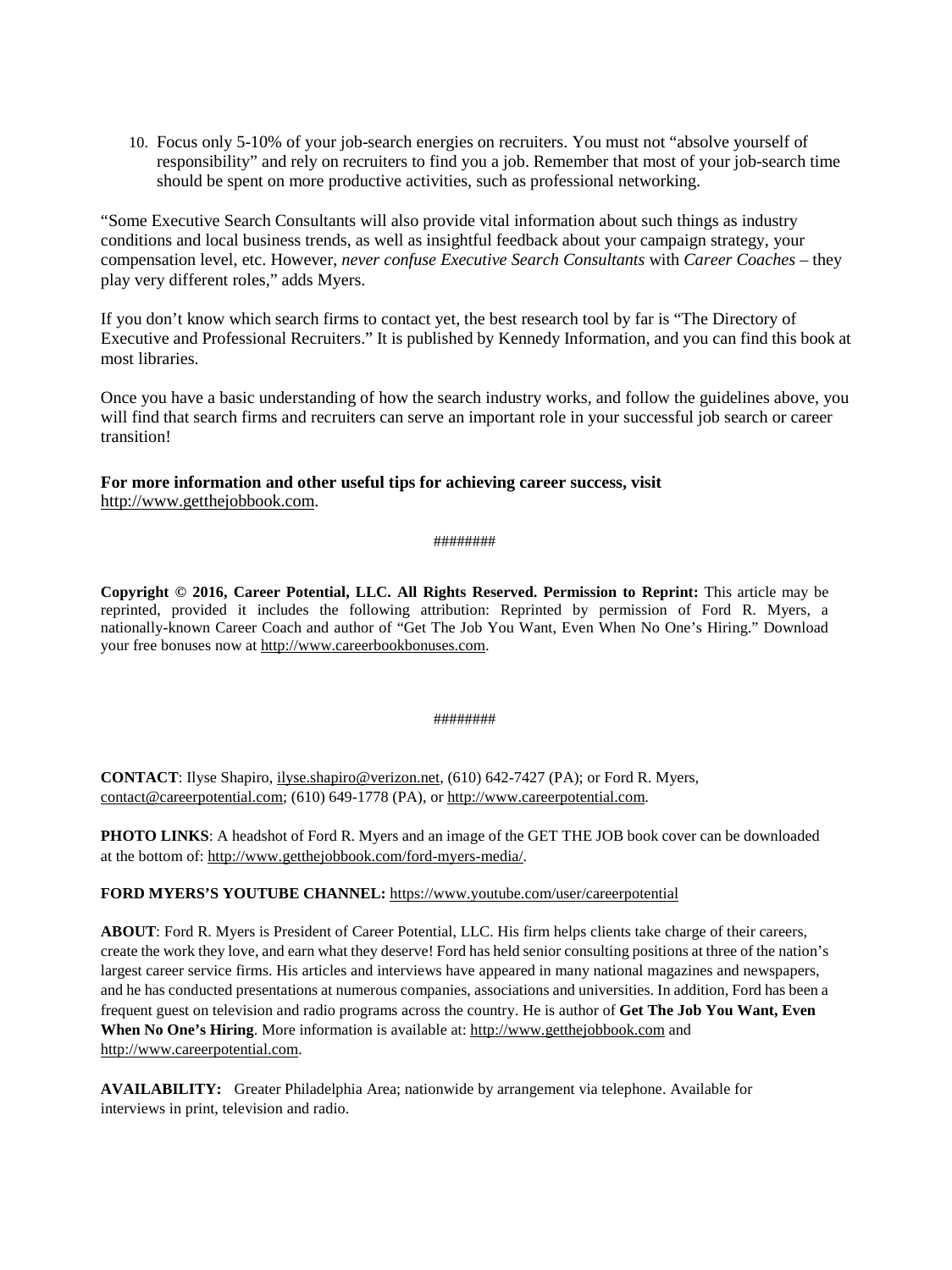10. Focus only 5-10% of your job-search energies on recruiters. You must not "absolve yourself of responsibility" and rely on recruiters to find you a job. Remember that most of your job-search time should be spent on more productive activities, such as professional networking.

"Some Executive Search Consultants will also provide vital information about such things as industry conditions and local business trends, as well as insightful feedback about your campaign strategy, your compensation level, etc. However, *never confuse Executive Search Consultants* with *Career Coaches* – they play very different roles," adds Myers.

If you don't know which search firms to contact yet, the best research tool by far is "The Directory of Executive and Professional Recruiters." It is published by Kennedy Information, and you can find this book at most libraries.

Once you have a basic understanding of how the search industry works, and follow the guidelines above, you will find that search firms and recruiters can serve an important role in your successful job search or career transition!

**For more information and other useful tips for achieving career success, visit** http://www.getthejobbook.com.

########

**Copyright © 2016, Career Potential, LLC. All Rights Reserved. Permission to Reprint:** This article may be reprinted, provided it includes the following attribution: Reprinted by permission of Ford R. Myers, a nationally-known Career Coach and author of "Get The Job You Want, Even When No One's Hiring." Download your free bonuses now at http://www.careerbookbonuses.com.

########

**CONTACT**: Ilyse Shapiro, ilyse.shapiro@verizon.net, (610) 642-7427 (PA); or Ford R. Myers, contact@careerpotential.com; (610) 649-1778 (PA), or http://www.careerpotential.com.

**PHOTO LINKS**: A headshot of Ford R. Myers and an image of the GET THE JOB book cover can be downloaded at the bottom of: http://www.getthejobbook.com/ford-myers-media/.

**FORD MYERS'S YOUTUBE CHANNEL:** https://www.youtube.com/user/careerpotential

**ABOUT**: Ford R. Myers is President of Career Potential, LLC. His firm helps clients take charge of their careers, create the work they love, and earn what they deserve! Ford has held senior consulting positions at three of the nation's largest career service firms. His articles and interviews have appeared in many national magazines and newspapers, and he has conducted presentations at numerous companies, associations and universities. In addition, Ford has been a frequent guest on television and radio programs across the country. He is author of **Get The Job You Want, Even When No One's Hiring**. More information is available at: http://www.getthejobbook.com and http://www.careerpotential.com.

**AVAILABILITY:** Greater Philadelphia Area; nationwide by arrangement via telephone. Available for interviews in print, television and radio.